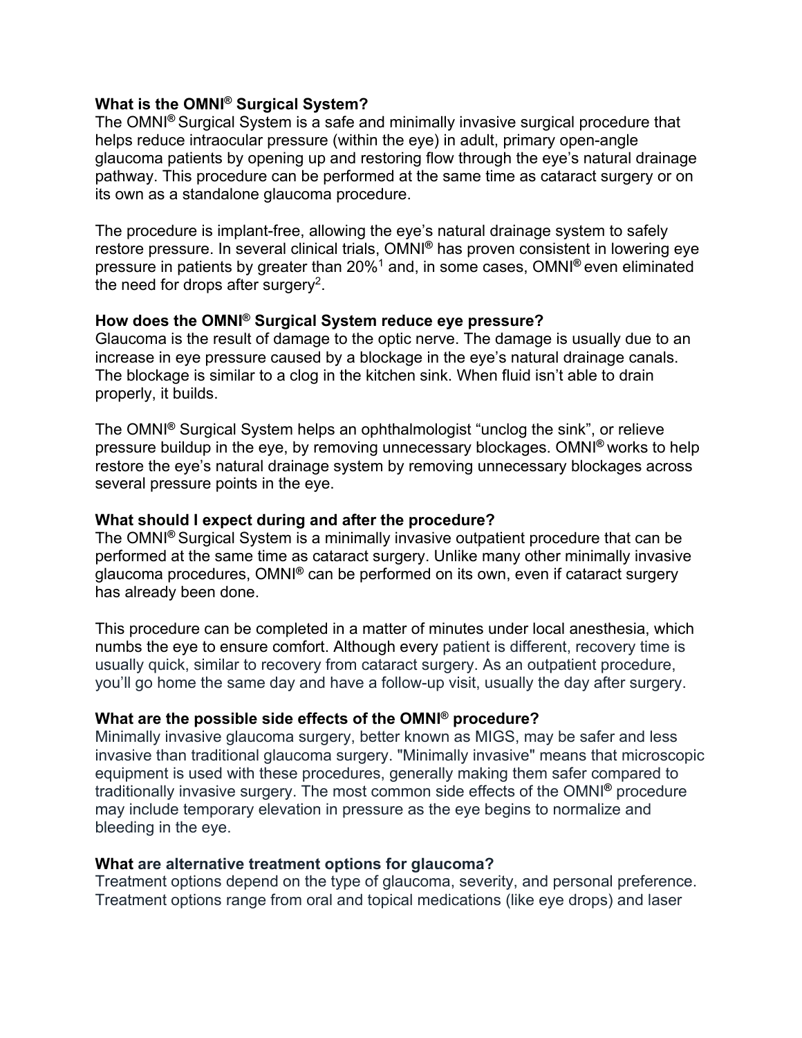### What is the OMNI® Surgical System?

The OMNI® Surgical System is a safe and minimally invasive surgical procedure that helps reduce intraocular pressure (within the eye) in adult, primary open-angle glaucoma patients by opening up and restoring flow through the eye's natural drainage pathway. This procedure can be performed at the same time as cataract surgery or on its own as a standalone glaucoma procedure.

The procedure is implant-free, allowing the eye's natural drainage system to safely restore pressure. In several clinical trials, OMNI® has proven consistent in lowering eye pressure in patients by greater than 20%[1] and, in some cases, OMNI® even eliminated the need for drops after surgery[2].

### How does the OMNI® Surgical System reduce eye pressure?

Glaucoma is the result of damage to the optic nerve. The damage is usually due to an increase in eye pressure caused by a blockage in the eye's natural drainage canals. The blockage is similar to a clog in the kitchen sink. When fluid isn't able to drain properly, it builds.

The OMNI® Surgical System helps an ophthalmologist "unclog the sink", or relieve pressure buildup in the eye, by removing unnecessary blockages. OMNI® works to help restore the eye's natural drainage system by removing unnecessary blockages across several pressure points in the eye.

### What should I expect during and after the procedure?

The OMNI® Surgical System is a minimally invasive outpatient procedure that can be performed at the same time as cataract surgery. Unlike many other minimally invasive glaucoma procedures, OMNI® can be performed on its own, even if cataract surgery has already been done.

This procedure can be completed in a matter of minutes under local anesthesia, which numbs the eye to ensure comfort. Although every patient is different, recovery time is usually quick, similar to recovery from cataract surgery. As an outpatient procedure, you'll go home the same day and have a follow-up visit, usually the day after surgery.

### What are the possible side effects of the OMNI® procedure?

Minimally invasive glaucoma surgery, better known as MIGS, may be safer and less invasive than traditional glaucoma surgery. "Minimally invasive" means that microscopic equipment is used with these procedures, generally making them safer compared to traditionally invasive surgery. The most common side effects of the OMNI® procedure may include temporary elevation in pressure as the eye begins to normalize and bleeding in the eye.

### What are alternative treatment options for glaucoma?

Treatment options depend on the type of glaucoma, severity, and personal preference. Treatment options range from oral and topical medications (like eye drops) and laser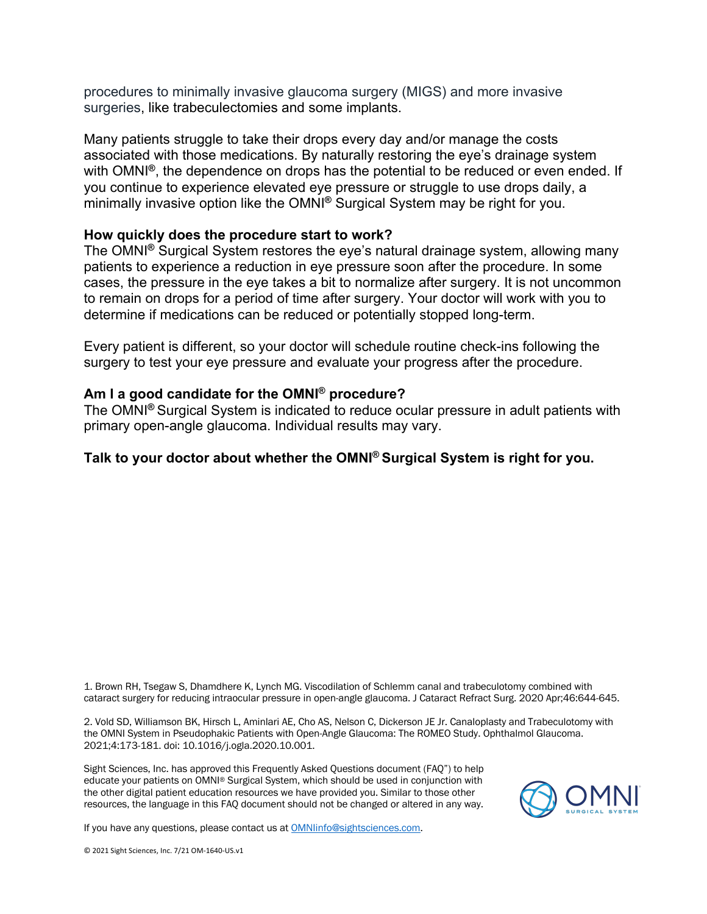procedures to minimally invasive glaucoma surgery (MIGS) and more invasive surgeries, like trabeculectomies and some implants.

Many patients struggle to take their drops every day and/or manage the costs associated with those medications. By naturally restoring the eye's drainage system with OMNI®, the dependence on drops has the potential to be reduced or even ended. If you continue to experience elevated eye pressure or struggle to use drops daily, a minimally invasive option like the OMNI® Surgical System may be right for you.

**How quickly does the procedure start to work?**

The OMNI® Surgical System restores the eye's natural drainage system, allowing many patients to experience a reduction in eye pressure soon after the procedure. In some cases, the pressure in the eye takes a bit to normalize after surgery. It is not uncommon to remain on drops for a period of time after surgery. Your doctor will work with you to determine if medications can be reduced or potentially stopped long-term.

Every patient is different, so your doctor will schedule routine check-ins following the surgery to test your eye pressure and evaluate your progress after the procedure.

**Am I a good candidate for the OMNI® procedure?**

The OMNI® Surgical System is indicated to reduce ocular pressure in adult patients with primary open-angle glaucoma. Individual results may vary.

**Talk to your doctor about whether the OMNI® Surgical System is right for you.**

1. Brown RH, Tsegaw S, Dhamdhere K, Lynch MG. Viscodilation of Schlemm canal and trabeculotomy combined with cataract surgery for reducing intraocular pressure in open-angle glaucoma. J Cataract Refract Surg. 2020 Apr;46:644-645.

2. Vold SD, Williamson BK, Hirsch L, Aminlari AE, Cho AS, Nelson C, Dickerson JE Jr. Canaloplasty and Trabeculotomy with the OMNI System in Pseudophakic Patients with Open-Angle Glaucoma: The ROMEO Study. Ophthalmol Glaucoma. 2021;4:173-181. doi: 10.1016/j.ogla.2020.10.001.

Sight Sciences, Inc. has approved this Frequently Asked Questions document (FAQ") to help educate your patients on OMNI® Surgical System, which should be used in conjunction with the other digital patient education resources we have provided you. Similar to those other resources, the language in this FAQ document should not be changed or altered in any way.

OMNI SURGICAL SYSTEM

If you have any questions, please contact us at OMNIinfo@sightsciences.com.

© 2021 Sight Sciences, Inc. 7/21 OM-1640-US.v1